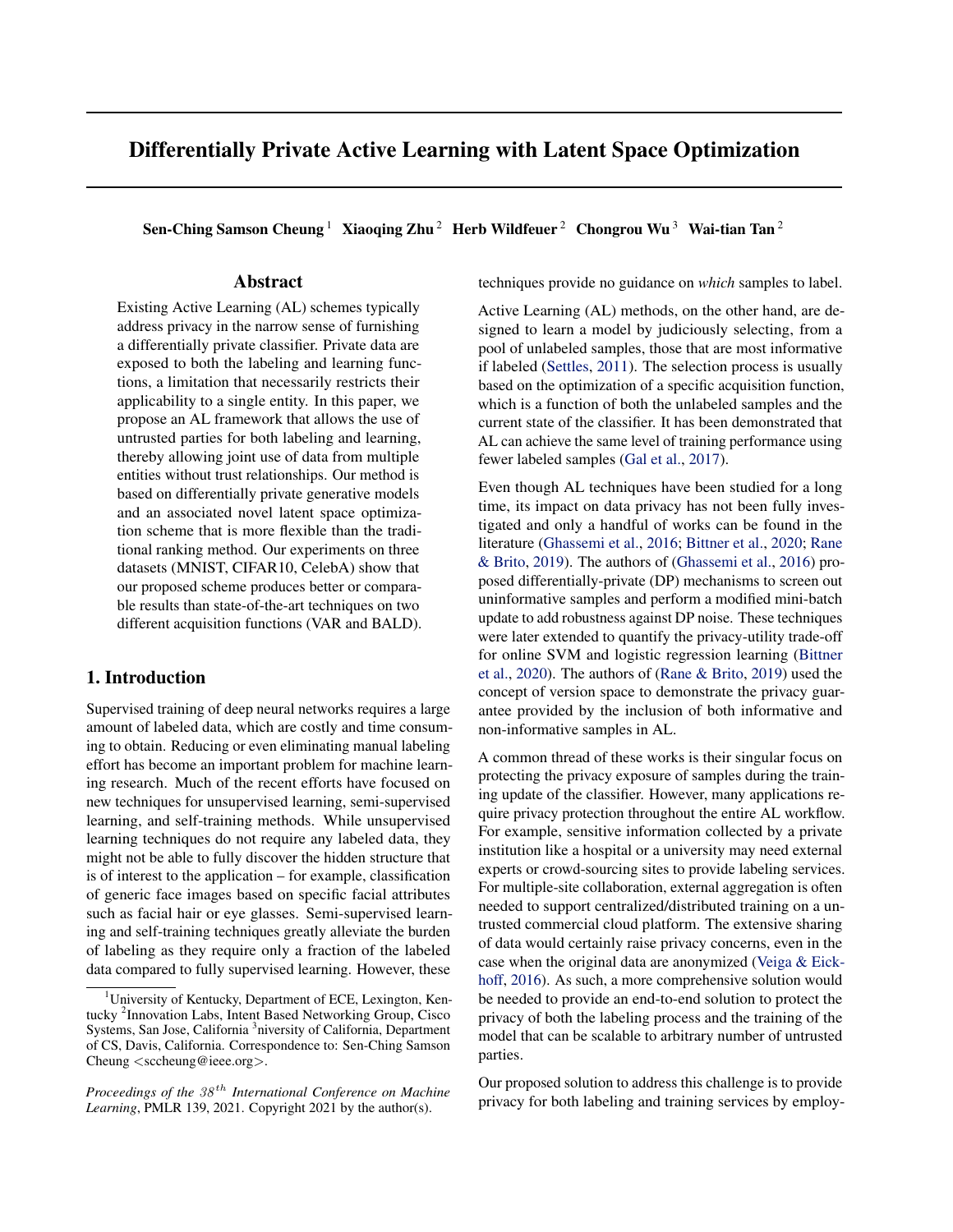# Differentially Private Active Learning with Latent Space Optimization

**Sen-Ching Samson Cheung** [1] **Xiaoqing Zhu** [2] **Herb Wildfeuer** [2] **Chongrou Wu** [3] **Wai-tian Tan** [2]

## Abstract

Existing Active Learning (AL) schemes typically address privacy in the narrow sense of furnishing a differentially private classifier. Private data are exposed to both the labeling and learning functions, a limitation that necessarily restricts their applicability to a single entity. In this paper, we propose an AL framework that allows the use of untrusted parties for both labeling and learning, thereby allowing joint use of data from multiple entities without trust relationships. Our method is based on differentially private generative models and an associated novel latent space optimization scheme that is more flexible than the traditional ranking method. Our experiments on three datasets (MNIST, CIFAR10, CelebA) show that our proposed scheme produces better or comparable results than state-of-the-art techniques on two different acquisition functions (VAR and BALD).

## 1. Introduction

Supervised training of deep neural networks requires a large amount of labeled data, which are costly and time consuming to obtain. Reducing or even eliminating manual labeling effort has become an important problem for machine learning research. Much of the recent efforts have focused on new techniques for unsupervised learning, semi-supervised learning, and self-training methods. While unsupervised learning techniques do not require any labeled data, they might not be able to fully discover the hidden structure that is of interest to the application – for example, classification of generic face images based on specific facial attributes such as facial hair or eye glasses. Semi-supervised learning and self-training techniques greatly alleviate the burden of labeling as they require only a fraction of the labeled data compared to fully supervised learning. However, these techniques provide no guidance on *which* samples to label.

Active Learning (AL) methods, on the other hand, are designed to learn a model by judiciously selecting, from a pool of unlabeled samples, those that are most informative if labeled (Settles, 2011). The selection process is usually based on the optimization of a specific acquisition function, which is a function of both the unlabeled samples and the current state of the classifier. It has been demonstrated that AL can achieve the same level of training performance using fewer labeled samples (Gal et al., 2017).

Even though AL techniques have been studied for a long time, its impact on data privacy has not been fully investigated and only a handful of works can be found in the literature (Ghassemi et al., 2016; Bittner et al., 2020; Rane & Brito, 2019). The authors of (Ghassemi et al., 2016) proposed differentially-private (DP) mechanisms to screen out uninformative samples and perform a modified mini-batch update to add robustness against DP noise. These techniques were later extended to quantify the privacy-utility trade-off for online SVM and logistic regression learning (Bittner et al., 2020). The authors of (Rane & Brito, 2019) used the concept of version space to demonstrate the privacy guarantee provided by the inclusion of both informative and non-informative samples in AL.

A common thread of these works is their singular focus on protecting the privacy exposure of samples during the training update of the classifier. However, many applications require privacy protection throughout the entire AL workflow. For example, sensitive information collected by a private institution like a hospital or a university may need external experts or crowd-sourcing sites to provide labeling services. For multiple-site collaboration, external aggregation is often needed to support centralized/distributed training on a untrusted commercial cloud platform. The extensive sharing of data would certainly raise privacy concerns, even in the case when the original data are anonymized (Veiga & Eickhoff, 2016). As such, a more comprehensive solution would be needed to provide an end-to-end solution to protect the privacy of both the labeling process and the training of the model that can be scalable to arbitrary number of untrusted parties.

Our proposed solution to address this challenge is to provide privacy for both labeling and training services by employ-

---

[1] University of Kentucky, Department of ECE, Lexington, Kentucky [2] Innovation Labs, Intent Based Networking Group, Cisco Systems, San Jose, California [3] niversity of California, Department of CS, Davis, California. Correspondence to: Sen-Ching Samson Cheung <sccheung@ieee.org>.

*Proceedings of the 38th International Conference on Machine Learning*, PMLR 139, 2021. Copyright 2021 by the author(s).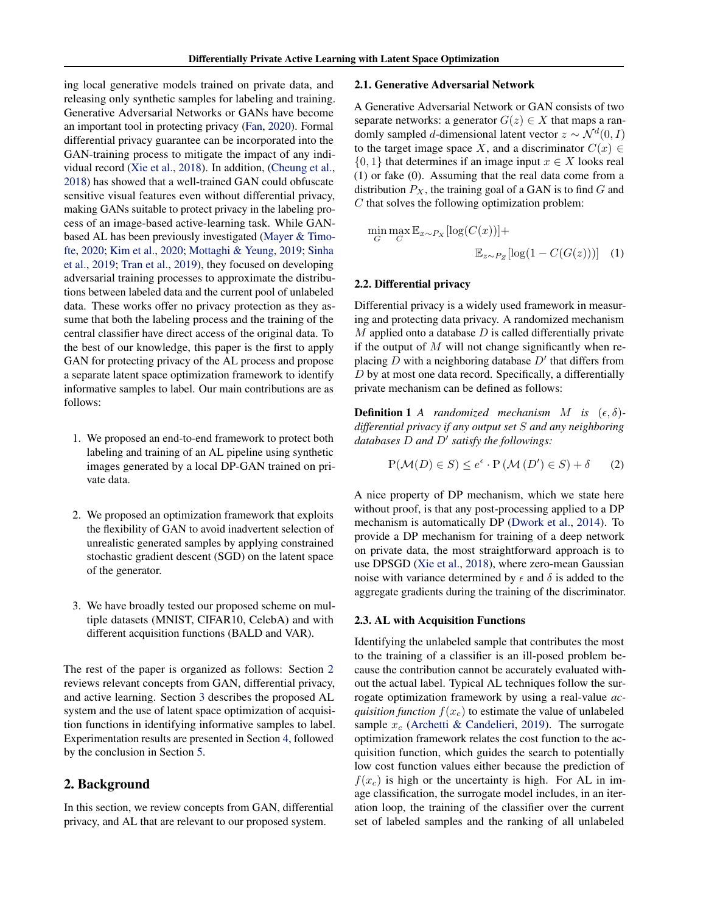ing local generative models trained on private data, and releasing only synthetic samples for labeling and training. Generative Adversarial Networks or GANs have become an important tool in protecting privacy (Fan, 2020). Formal differential privacy guarantee can be incorporated into the GAN-training process to mitigate the impact of any individual record (Xie et al., 2018). In addition, (Cheung et al., 2018) has showed that a well-trained GAN could obfuscate sensitive visual features even without differential privacy, making GANs suitable to protect privacy in the labeling process of an image-based active-learning task. While GAN-based AL has been previously investigated (Mayer & Timofte, 2020; Kim et al., 2020; Mottaghi & Yeung, 2019; Sinha et al., 2019; Tran et al., 2019), they focused on developing adversarial training processes to approximate the distributions between labeled data and the current pool of unlabeled data. These works offer no privacy protection as they assume that both the labeling process and the training of the central classifier have direct access of the original data. To the best of our knowledge, this paper is the first to apply GAN for protecting privacy of the AL process and propose a separate latent space optimization framework to identify informative samples to label. Our main contributions are as follows:

1. We proposed an end-to-end framework to protect both labeling and training of an AL pipeline using synthetic images generated by a local DP-GAN trained on private data.

2. We proposed an optimization framework that exploits the flexibility of GAN to avoid inadvertent selection of unrealistic generated samples by applying constrained stochastic gradient descent (SGD) on the latent space of the generator.

3. We have broadly tested our proposed scheme on multiple datasets (MNIST, CIFAR10, CelebA) and with different acquisition functions (BALD and VAR).

The rest of the paper is organized as follows: Section 2 reviews relevant concepts from GAN, differential privacy, and active learning. Section 3 describes the proposed AL system and the use of latent space optimization of acquisition functions in identifying informative samples to label. Experimentation results are presented in Section 4, followed by the conclusion in Section 5.

## 2. Background

In this section, we review concepts from GAN, differential privacy, and AL that are relevant to our proposed system.

### 2.1. Generative Adversarial Network

A Generative Adversarial Network or GAN consists of two separate networks: a generator $G(z) \in X$ that maps a randomly sampled $d$-dimensional latent vector $z \sim \mathcal{N}^d(0, I)$ to the target image space $X$, and a discriminator $C(x) \in \{0, 1\}$ that determines if an image input $x \in X$ looks real (1) or fake (0). Assuming that the real data come from a distribution $P_X$, the training goal of a GAN is to find $G$ and $C$ that solves the following optimization problem:

$$\min_G \max_C \mathbb{E}_{x \sim P_X}[\log(C(x))] + \mathbb{E}_{z \sim P_Z}[\log(1 - C(G(z)))] \quad (1)$$

### 2.2. Differential privacy

Differential privacy is a widely used framework in measuring and protecting data privacy. A randomized mechanism $M$ applied onto a database $D$ is called differentially private if the output of $M$ will not change significantly when replacing $D$ with a neighboring database $D'$ that differs from $D$ by at most one data record. Specifically, a differentially private mechanism can be defined as follows:

**Definition 1** *A randomized mechanism $M$ is $(\epsilon, \delta)$-differential privacy if any output set $S$ and any neighboring databases $D$ and $D'$ satisfy the followings:*

$$\mathrm{P}(\mathcal{M}(D) \in S) \leq e^{\epsilon} \cdot \mathrm{P}(\mathcal{M}(D') \in S) + \delta \quad (2)$$

A nice property of DP mechanism, which we state here without proof, is that any post-processing applied to a DP mechanism is automatically DP (Dwork et al., 2014). To provide a DP mechanism for training of a deep network on private data, the most straightforward approach is to use DPSGD (Xie et al., 2018), where zero-mean Gaussian noise with variance determined by $\epsilon$ and $\delta$ is added to the aggregate gradients during the training of the discriminator.

### 2.3. AL with Acquisition Functions

Identifying the unlabeled sample that contributes the most to the training of a classifier is an ill-posed problem because the contribution cannot be accurately evaluated without the actual label. Typical AL techniques follow the surrogate optimization framework by using a real-value *acquisition function* $f(x_c)$ to estimate the value of unlabeled sample $x_c$ (Archetti & Candelieri, 2019). The surrogate optimization framework relates the cost function to the acquisition function, which guides the search to potentially low cost function values either because the prediction of $f(x_c)$ is high or the uncertainty is high. For AL in image classification, the surrogate model includes, in an iteration loop, the training of the classifier over the current set of labeled samples and the ranking of all unlabeled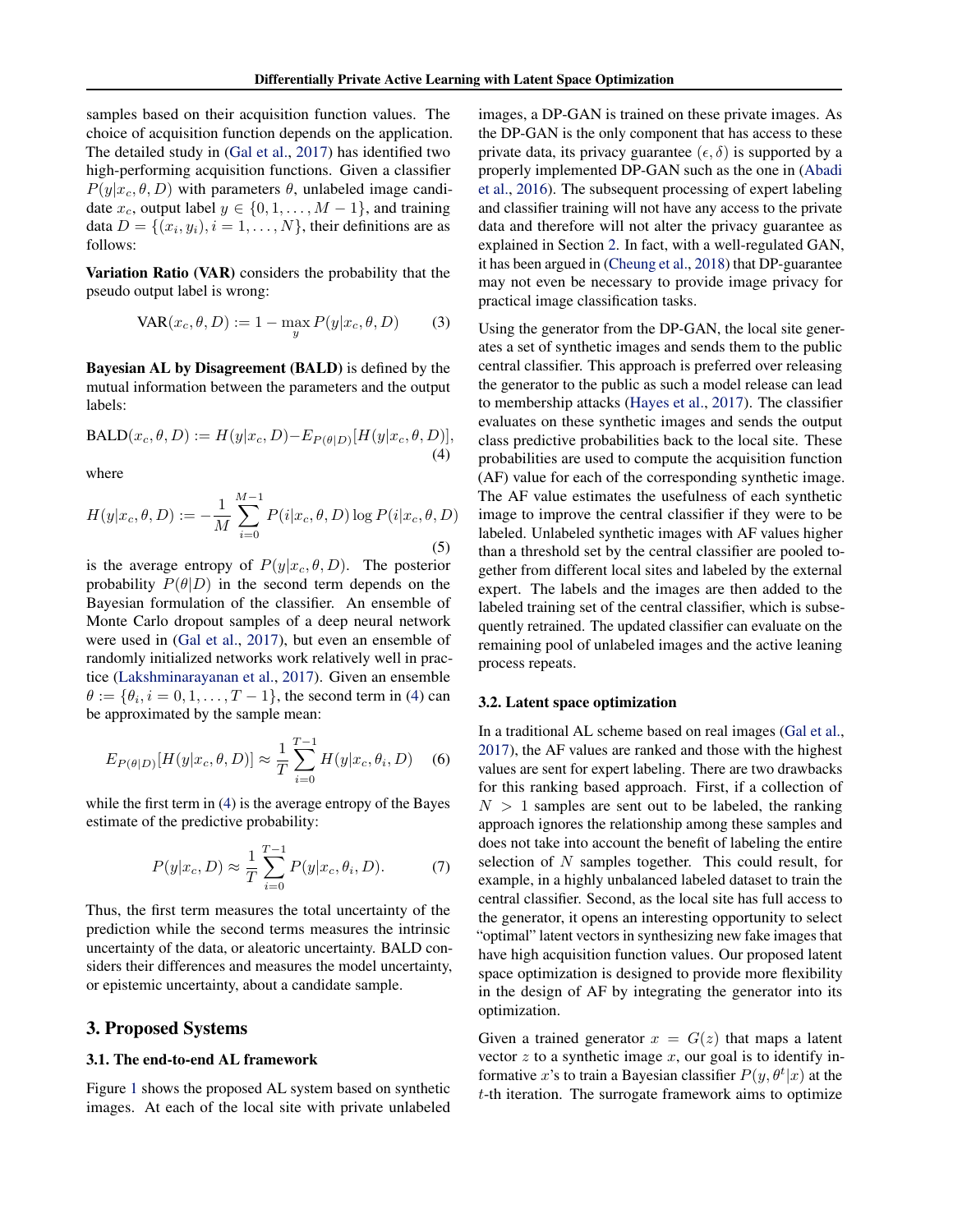samples based on their acquisition function values. The choice of acquisition function depends on the application. The detailed study in (Gal et al., 2017) has identified two high-performing acquisition functions. Given a classifier $P(y|x_c, \theta, D)$ with parameters $\theta$, unlabeled image candidate $x_c$, output label $y \in \{0, 1, \ldots, M-1\}$, and training data $D = \{(x_i, y_i), i = 1, \ldots, N\}$, their definitions are as follows:

**Variation Ratio (VAR)** considers the probability that the pseudo output label is wrong:

$$\text{VAR}(x_c, \theta, D) := 1 - \max_y P(y|x_c, \theta, D) \tag{3}$$

**Bayesian AL by Disagreement (BALD)** is defined by the mutual information between the parameters and the output labels:

$$\text{BALD}(x_c, \theta, D) := H(y|x_c, D) - E_{P(\theta|D)}[H(y|x_c, \theta, D)], \tag{4}$$

where

$$H(y|x_c, \theta, D) := -\frac{1}{M} \sum_{i=0}^{M-1} P(i|x_c, \theta, D) \log P(i|x_c, \theta, D) \tag{5}$$

is the average entropy of $P(y|x_c, \theta, D)$. The posterior probability $P(\theta|D)$ in the second term depends on the Bayesian formulation of the classifier. An ensemble of Monte Carlo dropout samples of a deep neural network were used in (Gal et al., 2017), but even an ensemble of randomly initialized networks work relatively well in practice (Lakshminarayanan et al., 2017). Given an ensemble $\theta := \{\theta_i, i = 0, 1, \ldots, T-1\}$, the second term in (4) can be approximated by the sample mean:

$$E_{P(\theta|D)}[H(y|x_c, \theta, D)] \approx \frac{1}{T} \sum_{i=0}^{T-1} H(y|x_c, \theta_i, D) \tag{6}$$

while the first term in (4) is the average entropy of the Bayes estimate of the predictive probability:

$$P(y|x_c, D) \approx \frac{1}{T} \sum_{i=0}^{T-1} P(y|x_c, \theta_i, D). \tag{7}$$

Thus, the first term measures the total uncertainty of the prediction while the second terms measures the intrinsic uncertainty of the data, or aleatoric uncertainty. BALD considers their differences and measures the model uncertainty, or epistemic uncertainty, about a candidate sample.

# 3. Proposed Systems

## 3.1. The end-to-end AL framework

Figure 1 shows the proposed AL system based on synthetic images. At each of the local site with private unlabeled images, a DP-GAN is trained on these private images. As the DP-GAN is the only component that has access to these private data, its privacy guarantee $(\epsilon, \delta)$ is supported by a properly implemented DP-GAN such as the one in (Abadi et al., 2016). The subsequent processing of expert labeling and classifier training will not have any access to the private data and therefore will not alter the privacy guarantee as explained in Section 2. In fact, with a well-regulated GAN, it has been argued in (Cheung et al., 2018) that DP-guarantee may not even be necessary to provide image privacy for practical image classification tasks.

Using the generator from the DP-GAN, the local site generates a set of synthetic images and sends them to the public central classifier. This approach is preferred over releasing the generator to the public as such a model release can lead to membership attacks (Hayes et al., 2017). The classifier evaluates on these synthetic images and sends the output class predictive probabilities back to the local site. These probabilities are used to compute the acquisition function (AF) value for each of the corresponding synthetic image. The AF value estimates the usefulness of each synthetic image to improve the central classifier if they were to be labeled. Unlabeled synthetic images with AF values higher than a threshold set by the central classifier are pooled together from different local sites and labeled by the external expert. The labels and the images are then added to the labeled training set of the central classifier, which is subsequently retrained. The updated classifier can evaluate on the remaining pool of unlabeled images and the active leaning process repeats.

## 3.2. Latent space optimization

In a traditional AL scheme based on real images (Gal et al., 2017), the AF values are ranked and those with the highest values are sent for expert labeling. There are two drawbacks for this ranking based approach. First, if a collection of $N > 1$ samples are sent out to be labeled, the ranking approach ignores the relationship among these samples and does not take into account the benefit of labeling the entire selection of $N$ samples together. This could result, for example, in a highly unbalanced labeled dataset to train the central classifier. Second, as the local site has full access to the generator, it opens an interesting opportunity to select "optimal" latent vectors in synthesizing new fake images that have high acquisition function values. Our proposed latent space optimization is designed to provide more flexibility in the design of AF by integrating the generator into its optimization.

Given a trained generator $x = G(z)$ that maps a latent vector $z$ to a synthetic image $x$, our goal is to identify informative $x$'s to train a Bayesian classifier $P(y, \theta^t|x)$ at the $t$-th iteration. The surrogate framework aims to optimize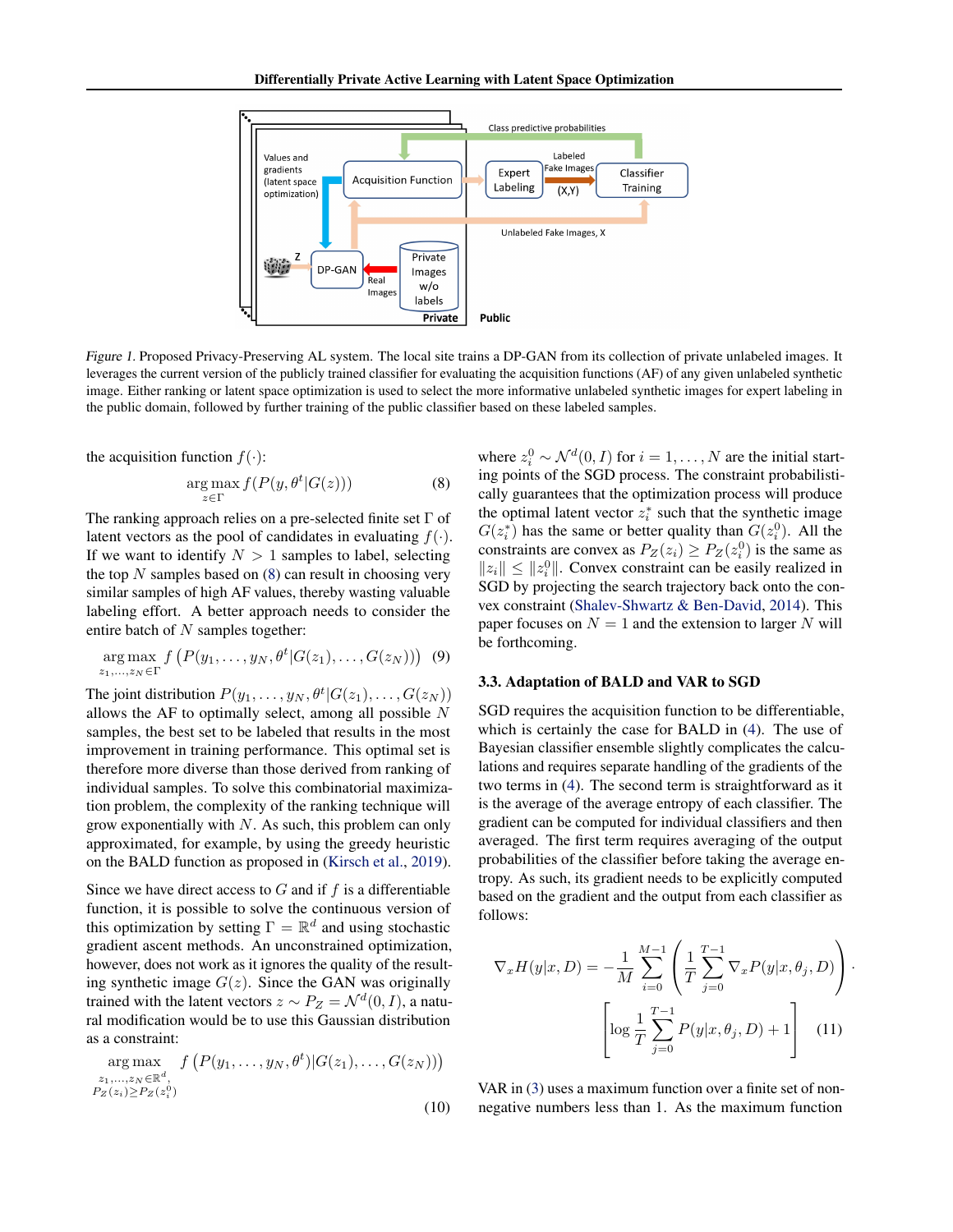Figure 1. Proposed Privacy-Preserving AL system. The local site trains a DP-GAN from its collection of private unlabeled images. It leverages the current version of the publicly trained classifier for evaluating the acquisition functions (AF) of any given unlabeled synthetic image. Either ranking or latent space optimization is used to select the more informative unlabeled synthetic images for expert labeling in the public domain, followed by further training of the public classifier based on these labeled samples.

the acquisition function $f(\cdot)$:

$$\arg\max_{z \in \Gamma} f(P(y, \theta^t | G(z))) \tag{8}$$

The ranking approach relies on a pre-selected finite set $\Gamma$ of latent vectors as the pool of candidates in evaluating $f(\cdot)$. If we want to identify $N > 1$ samples to label, selecting the top $N$ samples based on (8) can result in choosing very similar samples of high AF values, thereby wasting valuable labeling effort. A better approach needs to consider the entire batch of $N$ samples together:

$$\arg\max_{z_1, \ldots, z_N \in \Gamma} f\left(P(y_1, \ldots, y_N, \theta^t | G(z_1), \ldots, G(z_N))\right) \tag{9}$$

The joint distribution $P(y_1, \ldots, y_N, \theta^t | G(z_1), \ldots, G(z_N))$ allows the AF to optimally select, among all possible $N$ samples, the best set to be labeled that results in the most improvement in training performance. This optimal set is therefore more diverse than those derived from ranking of individual samples. To solve this combinatorial maximization problem, the complexity of the ranking technique will grow exponentially with $N$. As such, this problem can only approximated, for example, by using the greedy heuristic on the BALD function as proposed in (Kirsch et al., 2019).

Since we have direct access to $G$ and if $f$ is a differentiable function, it is possible to solve the continuous version of this optimization by setting $\Gamma = \mathbb{R}^d$ and using stochastic gradient ascent methods. An unconstrained optimization, however, does not work as it ignores the quality of the resulting synthetic image $G(z)$. Since the GAN was originally trained with the latent vectors $z \sim P_Z = \mathcal{N}^d(0, I)$, a natural modification would be to use this Gaussian distribution as a constraint:

$$\arg\max_{\substack{z_1, \ldots, z_N \in \mathbb{R}^d, \\ P_Z(z_i) \geq P_Z(z_i^0)}} f\left(P(y_1, \ldots, y_N, \theta^t) | G(z_1), \ldots, G(z_N)\right) \tag{10}$$

where $z_i^0 \sim \mathcal{N}^d(0, I)$ for $i = 1, \ldots, N$ are the initial starting points of the SGD process. The constraint probabilistically guarantees that the optimization process will produce the optimal latent vector $z_i^*$ such that the synthetic image $G(z_i^*)$ has the same or better quality than $G(z_i^0)$. All the constraints are convex as $P_Z(z_i) \geq P_Z(z_i^0)$ is the same as $\|z_i\| \leq \|z_i^0\|$. Convex constraint can be easily realized in SGD by projecting the search trajectory back onto the convex constraint (Shalev-Shwartz & Ben-David, 2014). This paper focuses on $N = 1$ and the extension to larger $N$ will be forthcoming.

### 3.3. Adaptation of BALD and VAR to SGD

SGD requires the acquisition function to be differentiable, which is certainly the case for BALD in (4). The use of Bayesian classifier ensemble slightly complicates the calculations and requires separate handling of the gradients of the two terms in (4). The second term is straightforward as it is the average of the average entropy of each classifier. The gradient can be computed for individual classifiers and then averaged. The first term requires averaging of the output probabilities of the classifier before taking the average entropy. As such, its gradient needs to be explicitly computed based on the gradient and the output from each classifier as follows:

$$\nabla_x H(y|x, D) = -\frac{1}{M} \sum_{i=0}^{M-1} \left( \frac{1}{T} \sum_{j=0}^{T-1} \nabla_x P(y|x, \theta_j, D) \right) \cdot \left[ \log \frac{1}{T} \sum_{j=0}^{T-1} P(y|x, \theta_j, D) + 1 \right] \tag{11}$$

VAR in (3) uses a maximum function over a finite set of non-negative numbers less than 1. As the maximum function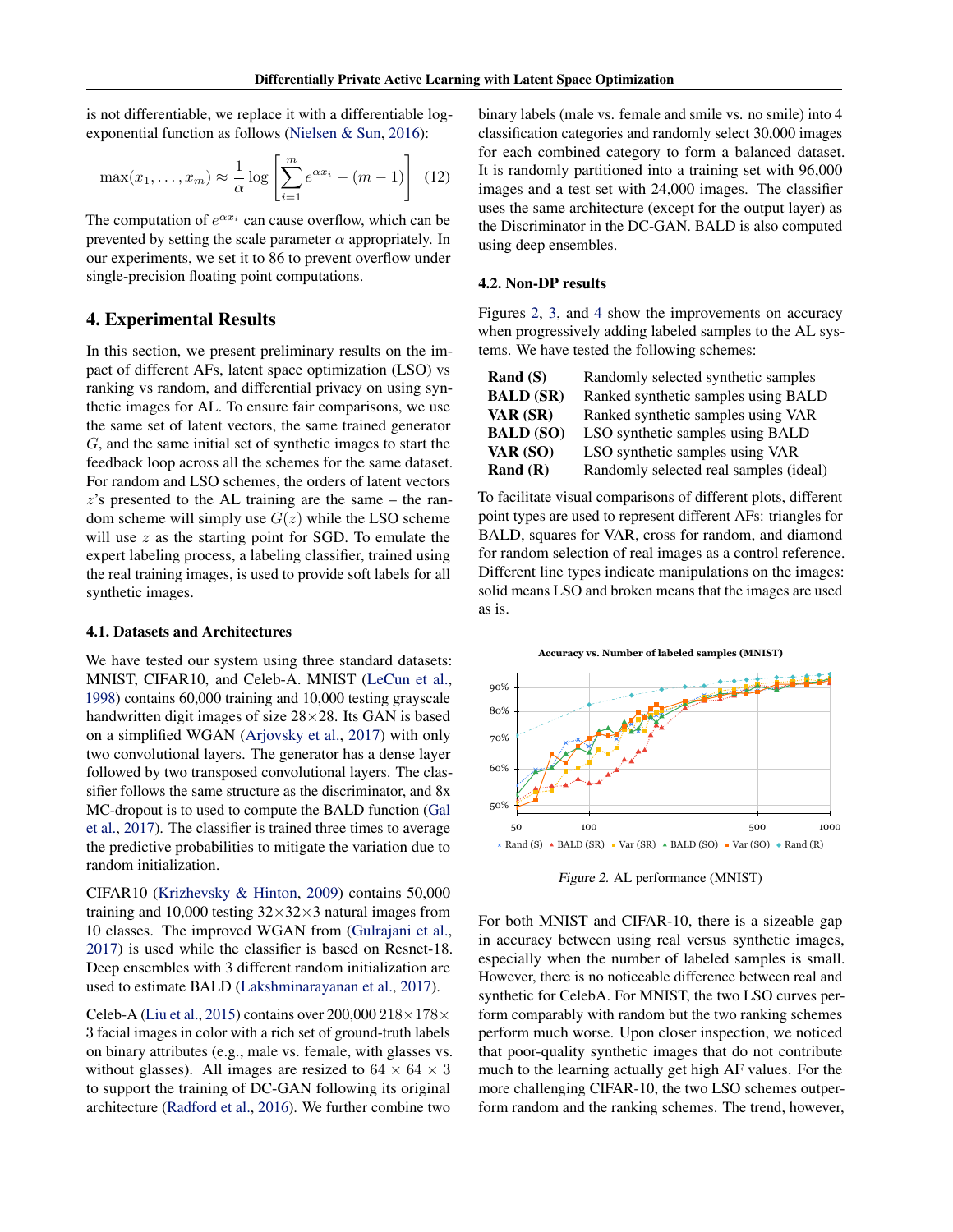is not differentiable, we replace it with a differentiable log-exponential function as follows (Nielsen & Sun, 2016):

$$\max(x_1, \ldots, x_m) \approx \frac{1}{\alpha} \log \left[ \sum_{i=1}^{m} e^{\alpha x_i} - (m-1) \right] \quad (12)$$

The computation of $e^{\alpha x_i}$ can cause overflow, which can be prevented by setting the scale parameter $\alpha$ appropriately. In our experiments, we set it to 86 to prevent overflow under single-precision floating point computations.

# 4. Experimental Results

In this section, we present preliminary results on the impact of different AFs, latent space optimization (LSO) vs ranking vs random, and differential privacy on using synthetic images for AL. To ensure fair comparisons, we use the same set of latent vectors, the same trained generator $G$, and the same initial set of synthetic images to start the feedback loop across all the schemes for the same dataset. For random and LSO schemes, the orders of latent vectors $z$'s presented to the AL training are the same – the random scheme will simply use $G(z)$ while the LSO scheme will use $z$ as the starting point for SGD. To emulate the expert labeling process, a labeling classifier, trained using the real training images, is used to provide soft labels for all synthetic images.

## 4.1. Datasets and Architectures

We have tested our system using three standard datasets: MNIST, CIFAR10, and Celeb-A. MNIST (LeCun et al., 1998) contains 60,000 training and 10,000 testing grayscale handwritten digit images of size 28×28. Its GAN is based on a simplified WGAN (Arjovsky et al., 2017) with only two convolutional layers. The generator has a dense layer followed by two transposed convolutional layers. The classifier follows the same structure as the discriminator, and 8x MC-dropout is to used to compute the BALD function (Gal et al., 2017). The classifier is trained three times to average the predictive probabilities to mitigate the variation due to random initialization.

CIFAR10 (Krizhevsky & Hinton, 2009) contains 50,000 training and 10,000 testing 32×32×3 natural images from 10 classes. The improved WGAN from (Gulrajani et al., 2017) is used while the classifier is based on Resnet-18. Deep ensembles with 3 different random initialization are used to estimate BALD (Lakshminarayanan et al., 2017).

Celeb-A (Liu et al., 2015) contains over 200,000 218×178×3 facial images in color with a rich set of ground-truth labels on binary attributes (e.g., male vs. female, with glasses vs. without glasses). All images are resized to 64 × 64 × 3 to support the training of DC-GAN following its original architecture (Radford et al., 2016). We further combine two binary labels (male vs. female and smile vs. no smile) into 4 classification categories and randomly select 30,000 images for each combined category to form a balanced dataset. It is randomly partitioned into a training set with 96,000 images and a test set with 24,000 images. The classifier uses the same architecture (except for the output layer) as the Discriminator in the DC-GAN. BALD is also computed using deep ensembles.

## 4.2. Non-DP results

Figures 2, 3, and 4 show the improvements on accuracy when progressively adding labeled samples to the AL systems. We have tested the following schemes:

| | |
|---|---|
| **Rand (S)** | Randomly selected synthetic samples |
| **BALD (SR)** | Ranked synthetic samples using BALD |
| **VAR (SR)** | Ranked synthetic samples using VAR |
| **BALD (SO)** | LSO synthetic samples using BALD |
| **VAR (SO)** | LSO synthetic samples using VAR |
| **Rand (R)** | Randomly selected real samples (ideal) |

To facilitate visual comparisons of different plots, different point types are used to represent different AFs: triangles for BALD, squares for VAR, cross for random, and diamond for random selection of real images as a control reference. Different line types indicate manipulations on the images: solid means LSO and broken means that the images are used as is.

*Figure 2.* AL performance (MNIST)

For both MNIST and CIFAR-10, there is a sizeable gap in accuracy between using real versus synthetic images, especially when the number of labeled samples is small. However, there is no noticeable difference between real and synthetic for CelebA. For MNIST, the two LSO curves perform comparably with random but the two ranking schemes perform much worse. Upon closer inspection, we noticed that poor-quality synthetic images that do not contribute much to the learning actually get high AF values. For the more challenging CIFAR-10, the two LSO schemes outperform random and the ranking schemes. The trend, however,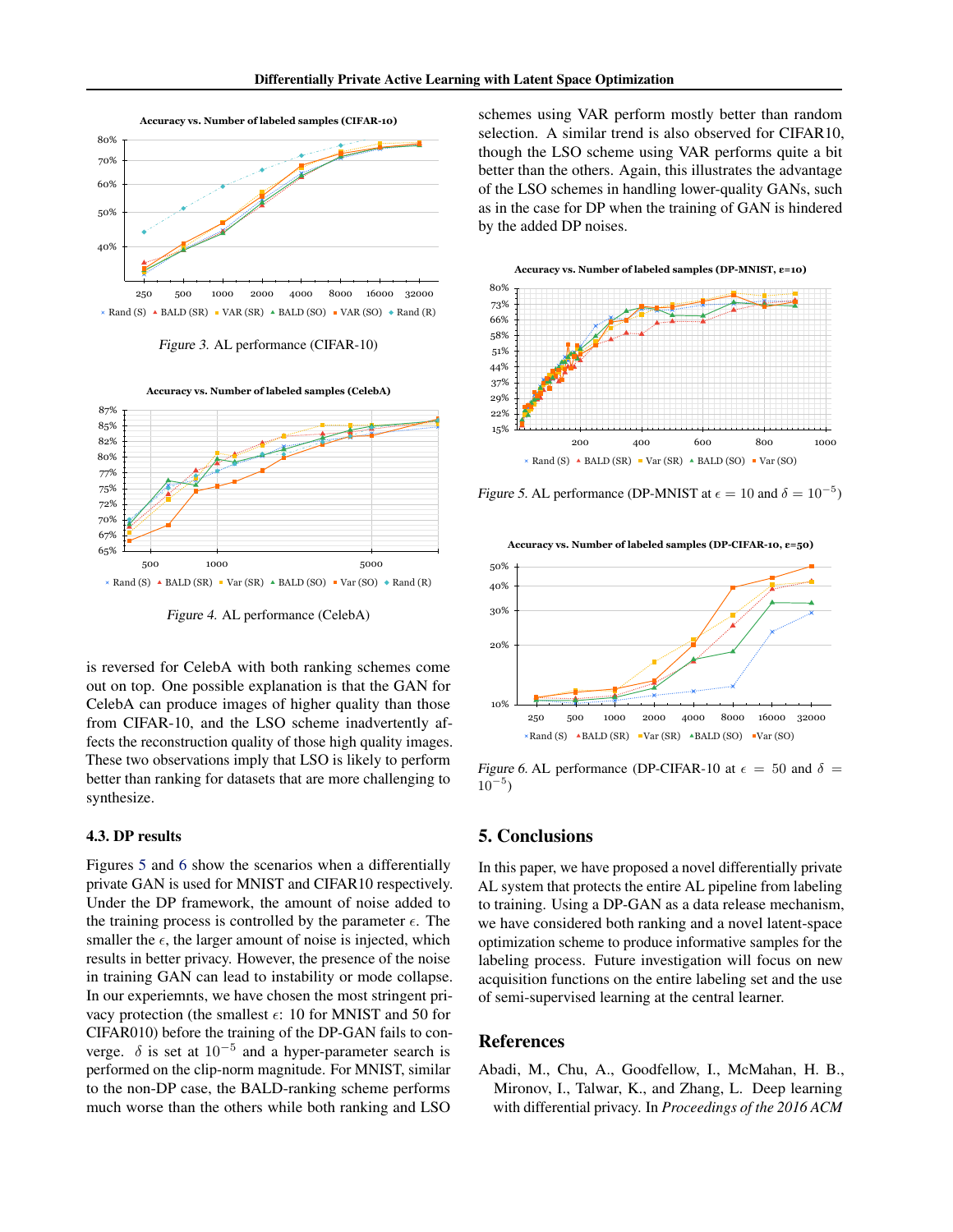Accuracy vs. Number of labeled samples (CIFAR-10)

*Figure 3.* AL performance (CIFAR-10)

Accuracy vs. Number of labeled samples (CelebA)

*Figure 4.* AL performance (CelebA)

is reversed for CelebA with both ranking schemes come out on top. One possible explanation is that the GAN for CelebA can produce images of higher quality than those from CIFAR-10, and the LSO scheme inadvertently affects the reconstruction quality of those high quality images. These two observations imply that LSO is likely to perform better than ranking for datasets that are more challenging to synthesize.

### 4.3. DP results

Figures 5 and 6 show the scenarios when a differentially private GAN is used for MNIST and CIFAR10 respectively. Under the DP framework, the amount of noise added to the training process is controlled by the parameter $\epsilon$. The smaller the $\epsilon$, the larger amount of noise is injected, which results in better privacy. However, the presence of the noise in training GAN can lead to instability or mode collapse. In our experiemnts, we have chosen the most stringent privacy protection (the smallest $\epsilon$: 10 for MNIST and 50 for CIFAR010) before the training of the DP-GAN fails to converge. $\delta$ is set at $10^{-5}$ and a hyper-parameter search is performed on the clip-norm magnitude. For MNIST, similar to the non-DP case, the BALD-ranking scheme performs much worse than the others while both ranking and LSO schemes using VAR perform mostly better than random selection. A similar trend is also observed for CIFAR10, though the LSO scheme using VAR performs quite a bit better than the others. Again, this illustrates the advantage of the LSO schemes in handling lower-quality GANs, such as in the case for DP when the training of GAN is hindered by the added DP noises.

Accuracy vs. Number of labeled samples (DP-MNIST, ε=10)

*Figure 5.* AL performance (DP-MNIST at $\epsilon = 10$ and $\delta = 10^{-5}$)

Accuracy vs. Number of labeled samples (DP-CIFAR-10, ε=50)

*Figure 6.* AL performance (DP-CIFAR-10 at $\epsilon = 50$ and $\delta = 10^{-5}$)

## 5. Conclusions

In this paper, we have proposed a novel differentially private AL system that protects the entire AL pipeline from labeling to training. Using a DP-GAN as a data release mechanism, we have considered both ranking and a novel latent-space optimization scheme to produce informative samples for the labeling process. Future investigation will focus on new acquisition functions on the entire labeling set and the use of semi-supervised learning at the central learner.

## References

Abadi, M., Chu, A., Goodfellow, I., McMahan, H. B., Mironov, I., Talwar, K., and Zhang, L. Deep learning with differential privacy. In *Proceedings of the 2016 ACM*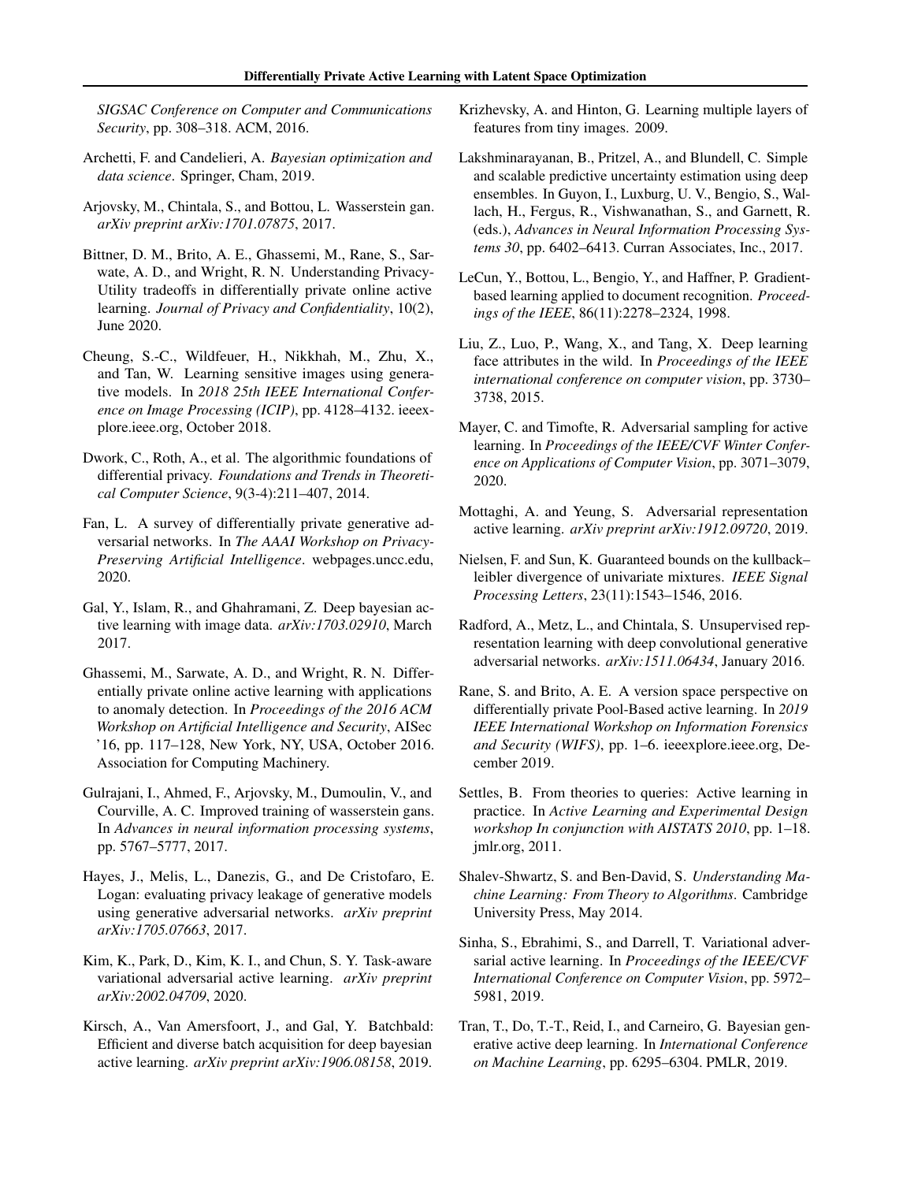*SIGSAC Conference on Computer and Communications Security*, pp. 308–318. ACM, 2016.

Archetti, F. and Candelieri, A. *Bayesian optimization and data science*. Springer, Cham, 2019.

Arjovsky, M., Chintala, S., and Bottou, L. Wasserstein gan. *arXiv preprint arXiv:1701.07875*, 2017.

Bittner, D. M., Brito, A. E., Ghassemi, M., Rane, S., Sarwate, A. D., and Wright, R. N. Understanding Privacy-Utility tradeoffs in differentially private online active learning. *Journal of Privacy and Confidentiality*, 10(2), June 2020.

Cheung, S.-C., Wildfeuer, H., Nikkhah, M., Zhu, X., and Tan, W. Learning sensitive images using generative models. In *2018 25th IEEE International Conference on Image Processing (ICIP)*, pp. 4128–4132. ieeexplore.ieee.org, October 2018.

Dwork, C., Roth, A., et al. The algorithmic foundations of differential privacy. *Foundations and Trends in Theoretical Computer Science*, 9(3-4):211–407, 2014.

Fan, L. A survey of differentially private generative adversarial networks. In *The AAAI Workshop on Privacy-Preserving Artificial Intelligence*. webpages.uncc.edu, 2020.

Gal, Y., Islam, R., and Ghahramani, Z. Deep bayesian active learning with image data. *arXiv:1703.02910*, March 2017.

Ghassemi, M., Sarwate, A. D., and Wright, R. N. Differentially private online active learning with applications to anomaly detection. In *Proceedings of the 2016 ACM Workshop on Artificial Intelligence and Security*, AISec '16, pp. 117–128, New York, NY, USA, October 2016. Association for Computing Machinery.

Gulrajani, I., Ahmed, F., Arjovsky, M., Dumoulin, V., and Courville, A. C. Improved training of wasserstein gans. In *Advances in neural information processing systems*, pp. 5767–5777, 2017.

Hayes, J., Melis, L., Danezis, G., and De Cristofaro, E. Logan: evaluating privacy leakage of generative models using generative adversarial networks. *arXiv preprint arXiv:1705.07663*, 2017.

Kim, K., Park, D., Kim, K. I., and Chun, S. Y. Task-aware variational adversarial active learning. *arXiv preprint arXiv:2002.04709*, 2020.

Kirsch, A., Van Amersfoort, J., and Gal, Y. Batchbald: Efficient and diverse batch acquisition for deep bayesian active learning. *arXiv preprint arXiv:1906.08158*, 2019.

Krizhevsky, A. and Hinton, G. Learning multiple layers of features from tiny images. 2009.

Lakshminarayanan, B., Pritzel, A., and Blundell, C. Simple and scalable predictive uncertainty estimation using deep ensembles. In Guyon, I., Luxburg, U. V., Bengio, S., Wallach, H., Fergus, R., Vishwanathan, S., and Garnett, R. (eds.), *Advances in Neural Information Processing Systems 30*, pp. 6402–6413. Curran Associates, Inc., 2017.

LeCun, Y., Bottou, L., Bengio, Y., and Haffner, P. Gradient-based learning applied to document recognition. *Proceedings of the IEEE*, 86(11):2278–2324, 1998.

Liu, Z., Luo, P., Wang, X., and Tang, X. Deep learning face attributes in the wild. In *Proceedings of the IEEE international conference on computer vision*, pp. 3730–3738, 2015.

Mayer, C. and Timofte, R. Adversarial sampling for active learning. In *Proceedings of the IEEE/CVF Winter Conference on Applications of Computer Vision*, pp. 3071–3079, 2020.

Mottaghi, A. and Yeung, S. Adversarial representation active learning. *arXiv preprint arXiv:1912.09720*, 2019.

Nielsen, F. and Sun, K. Guaranteed bounds on the kullback–leibler divergence of univariate mixtures. *IEEE Signal Processing Letters*, 23(11):1543–1546, 2016.

Radford, A., Metz, L., and Chintala, S. Unsupervised representation learning with deep convolutional generative adversarial networks. *arXiv:1511.06434*, January 2016.

Rane, S. and Brito, A. E. A version space perspective on differentially private Pool-Based active learning. In *2019 IEEE International Workshop on Information Forensics and Security (WIFS)*, pp. 1–6. ieeexplore.ieee.org, December 2019.

Settles, B. From theories to queries: Active learning in practice. In *Active Learning and Experimental Design workshop In conjunction with AISTATS 2010*, pp. 1–18. jmlr.org, 2011.

Shalev-Shwartz, S. and Ben-David, S. *Understanding Machine Learning: From Theory to Algorithms*. Cambridge University Press, May 2014.

Sinha, S., Ebrahimi, S., and Darrell, T. Variational adversarial active learning. In *Proceedings of the IEEE/CVF International Conference on Computer Vision*, pp. 5972–5981, 2019.

Tran, T., Do, T.-T., Reid, I., and Carneiro, G. Bayesian generative active deep learning. In *International Conference on Machine Learning*, pp. 6295–6304. PMLR, 2019.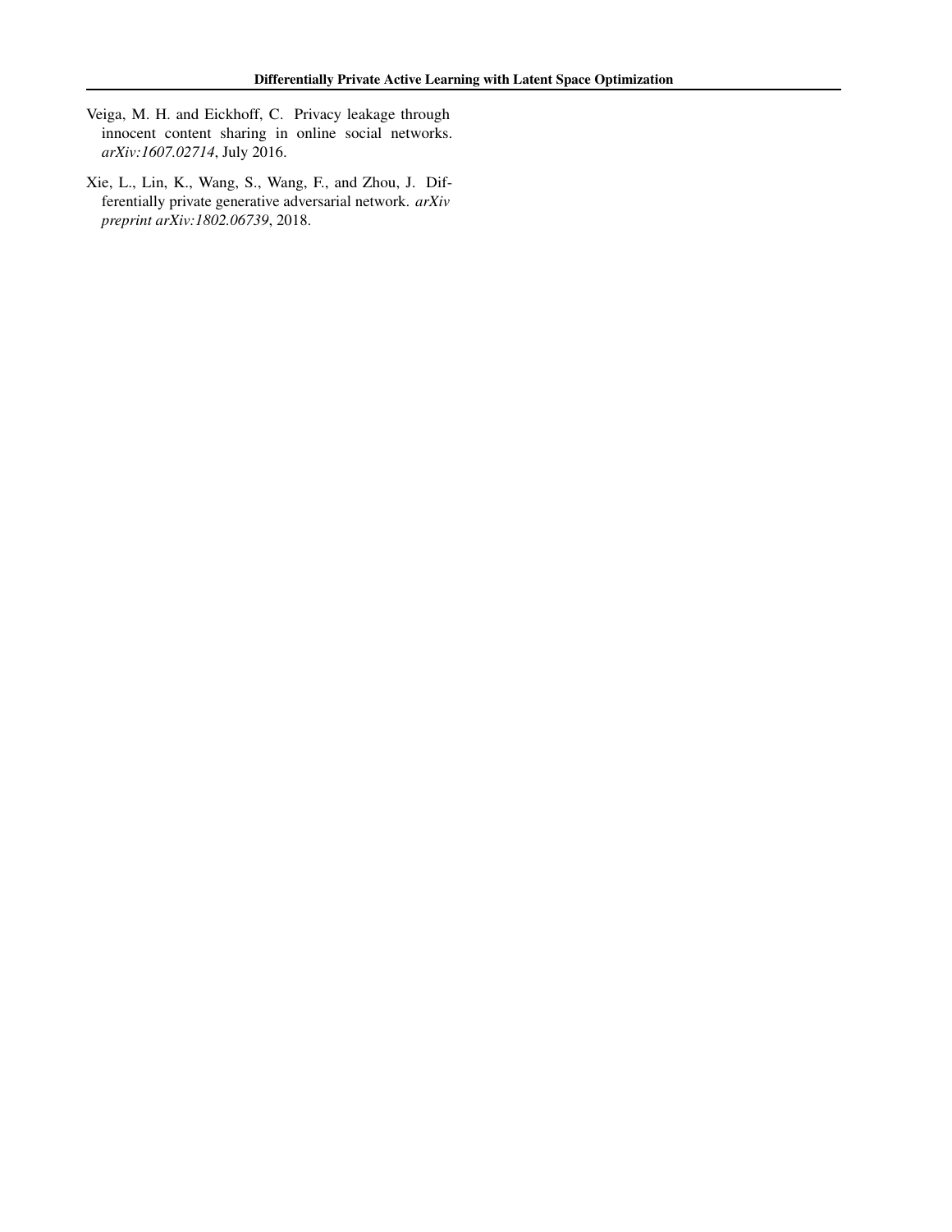Veiga, M. H. and Eickhoff, C. Privacy leakage through innocent content sharing in online social networks. *arXiv:1607.02714*, July 2016.

Xie, L., Lin, K., Wang, S., Wang, F., and Zhou, J. Differentially private generative adversarial network. *arXiv preprint arXiv:1802.06739*, 2018.